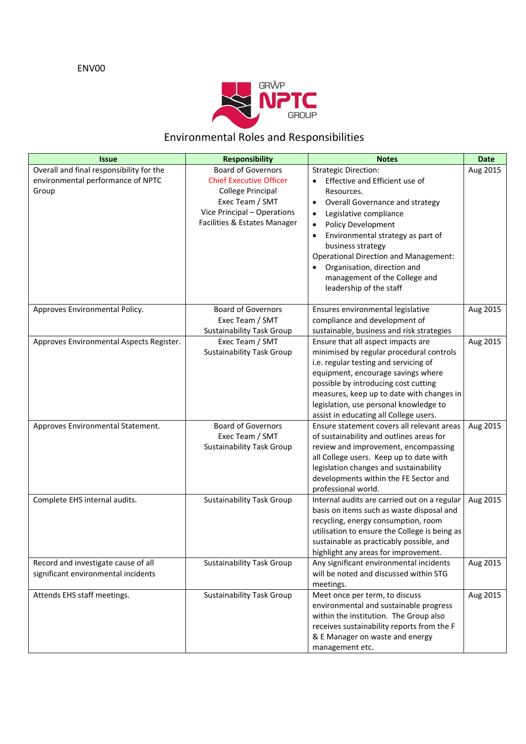ENV00

# Environmental Roles and Responsibilities

| Issue | Responsibility | Notes | Date |
|---|---|---|---|
| Overall and final responsibility for the environmental performance of NPTC Group | Board of Governors<br>Chief Executive Officer<br>College Principal<br>Exec Team / SMT<br>Vice Principal – Operations<br>Facilities & Estates Manager | Strategic Direction:<br>• Effective and Efficient use of Resources.<br>• Overall Governance and strategy<br>• Legislative compliance<br>• Policy Development<br>• Environmental strategy as part of business strategy<br>Operational Direction and Management:<br>• Organisation, direction and management of the College and leadership of the staff | Aug 2015 |
| Approves Environmental Policy. | Board of Governors<br>Exec Team / SMT<br>Sustainability Task Group | Ensures environmental legislative compliance and development of sustainable, business and risk strategies | Aug 2015 |
| Approves Environmental Aspects Register. | Exec Team / SMT<br>Sustainability Task Group | Ensure that all aspect impacts are minimised by regular procedural controls i.e. regular testing and servicing of equipment, encourage savings where possible by introducing cost cutting measures, keep up to date with changes in legislation, use personal knowledge to assist in educating all College users. | Aug 2015 |
| Approves Environmental Statement. | Board of Governors<br>Exec Team / SMT<br>Sustainability Task Group | Ensure statement covers all relevant areas of sustainability and outlines areas for review and improvement, encompassing all College users. Keep up to date with legislation changes and sustainability developments within the FE Sector and professional world. | Aug 2015 |
| Complete EHS internal audits. | Sustainability Task Group | Internal audits are carried out on a regular basis on items such as waste disposal and recycling, energy consumption, room utilisation to ensure the College is being as sustainable as practicably possible, and highlight any areas for improvement. | Aug 2015 |
| Record and investigate cause of all significant environmental incidents | Sustainability Task Group | Any significant environmental incidents will be noted and discussed within STG meetings. | Aug 2015 |
| Attends EHS staff meetings. | Sustainability Task Group | Meet once per term, to discuss environmental and sustainable progress within the institution. The Group also receives sustainability reports from the F & E Manager on waste and energy management etc. | Aug 2015 |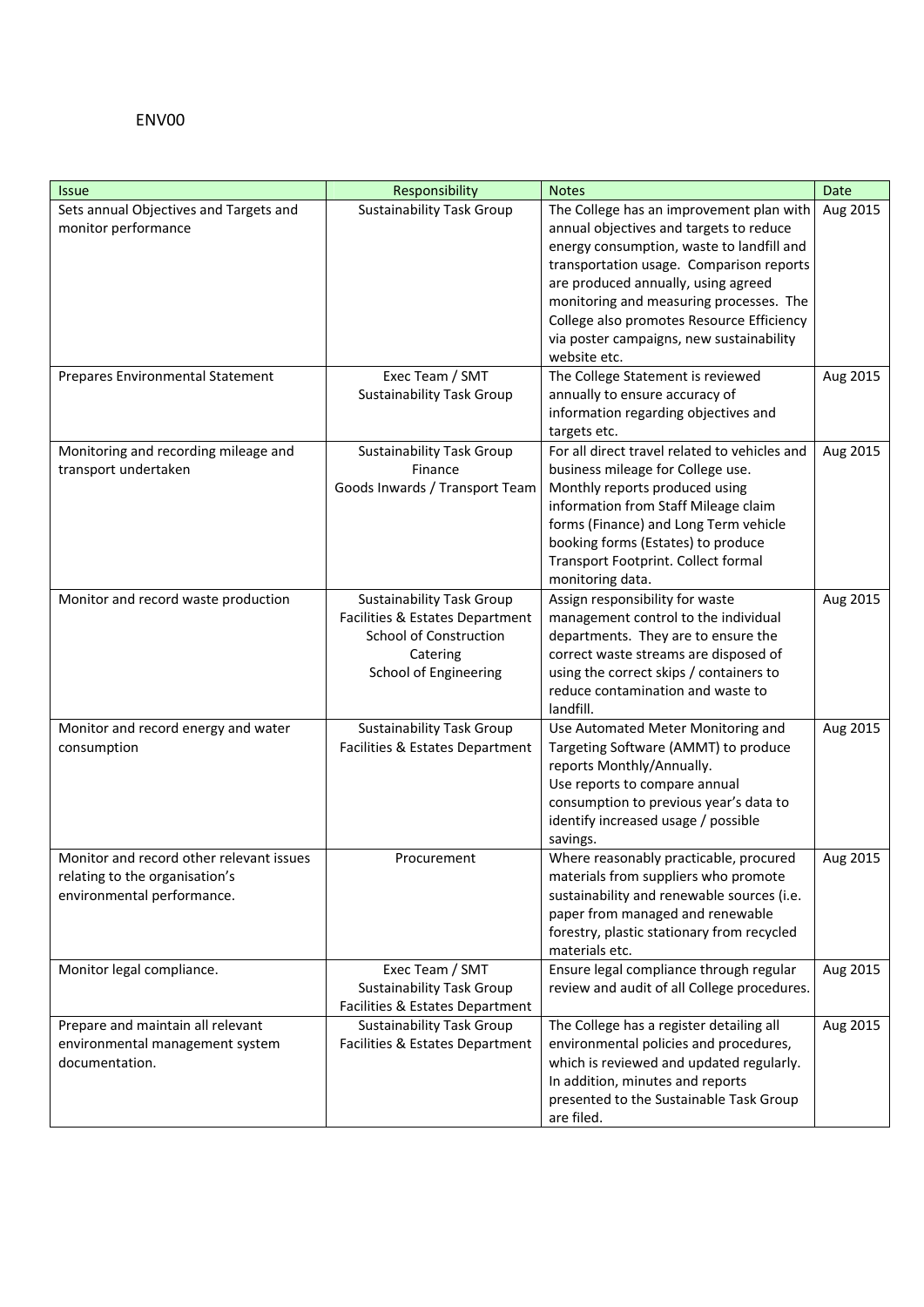ENV00

| Issue | Responsibility | Notes | Date |
|---|---|---|---|
| Sets annual Objectives and Targets and monitor performance | Sustainability Task Group | The College has an improvement plan with annual objectives and targets to reduce energy consumption, waste to landfill and transportation usage. Comparison reports are produced annually, using agreed monitoring and measuring processes. The College also promotes Resource Efficiency via poster campaigns, new sustainability website etc. | Aug 2015 |
| Prepares Environmental Statement | Exec Team / SMT<br>Sustainability Task Group | The College Statement is reviewed annually to ensure accuracy of information regarding objectives and targets etc. | Aug 2015 |
| Monitoring and recording mileage and transport undertaken | Sustainability Task Group<br>Finance<br>Goods Inwards / Transport Team | For all direct travel related to vehicles and business mileage for College use. Monthly reports produced using information from Staff Mileage claim forms (Finance) and Long Term vehicle booking forms (Estates) to produce Transport Footprint. Collect formal monitoring data. | Aug 2015 |
| Monitor and record waste production | Sustainability Task Group<br>Facilities & Estates Department<br>School of Construction<br>Catering<br>School of Engineering | Assign responsibility for waste management control to the individual departments. They are to ensure the correct waste streams are disposed of using the correct skips / containers to reduce contamination and waste to landfill. | Aug 2015 |
| Monitor and record energy and water consumption | Sustainability Task Group<br>Facilities & Estates Department | Use Automated Meter Monitoring and Targeting Software (AMMT) to produce reports Monthly/Annually.<br>Use reports to compare annual consumption to previous year's data to identify increased usage / possible savings. | Aug 2015 |
| Monitor and record other relevant issues relating to the organisation's environmental performance. | Procurement | Where reasonably practicable, procured materials from suppliers who promote sustainability and renewable sources (i.e. paper from managed and renewable forestry, plastic stationary from recycled materials etc. | Aug 2015 |
| Monitor legal compliance. | Exec Team / SMT<br>Sustainability Task Group<br>Facilities & Estates Department | Ensure legal compliance through regular review and audit of all College procedures. | Aug 2015 |
| Prepare and maintain all relevant environmental management system documentation. | Sustainability Task Group<br>Facilities & Estates Department | The College has a register detailing all environmental policies and procedures, which is reviewed and updated regularly. In addition, minutes and reports presented to the Sustainable Task Group are filed. | Aug 2015 |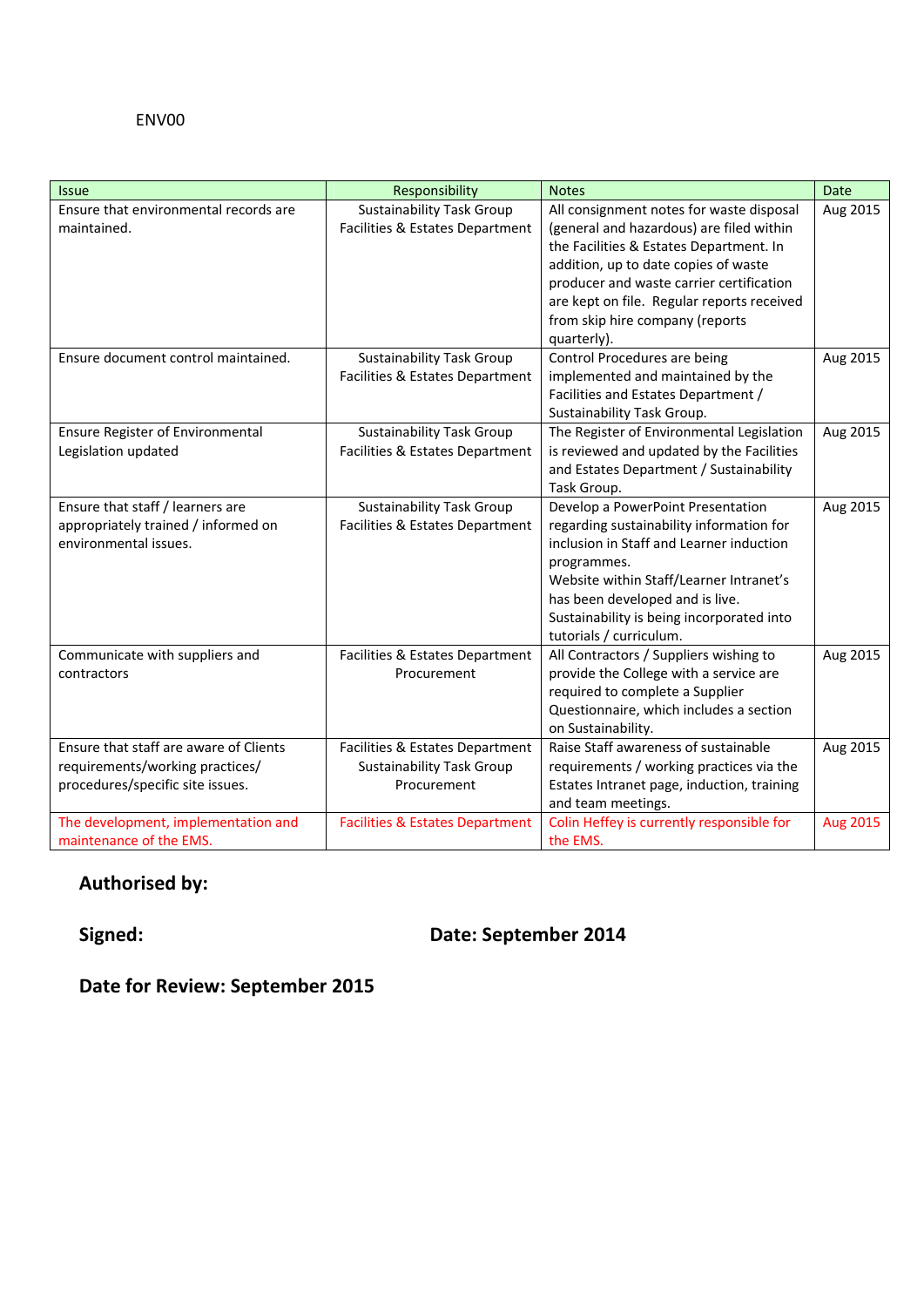ENV00

| Issue | Responsibility | Notes | Date |
|---|---|---|---|
| Ensure that environmental records are maintained. | Sustainability Task Group Facilities & Estates Department | All consignment notes for waste disposal (general and hazardous) are filed within the Facilities & Estates Department. In addition, up to date copies of waste producer and waste carrier certification are kept on file. Regular reports received from skip hire company (reports quarterly). | Aug 2015 |
| Ensure document control maintained. | Sustainability Task Group Facilities & Estates Department | Control Procedures are being implemented and maintained by the Facilities and Estates Department / Sustainability Task Group. | Aug 2015 |
| Ensure Register of Environmental Legislation updated | Sustainability Task Group Facilities & Estates Department | The Register of Environmental Legislation is reviewed and updated by the Facilities and Estates Department / Sustainability Task Group. | Aug 2015 |
| Ensure that staff / learners are appropriately trained / informed on environmental issues. | Sustainability Task Group Facilities & Estates Department | Develop a PowerPoint Presentation regarding sustainability information for inclusion in Staff and Learner induction programmes.<br>Website within Staff/Learner Intranet's has been developed and is live.<br>Sustainability is being incorporated into tutorials / curriculum. | Aug 2015 |
| Communicate with suppliers and contractors | Facilities & Estates Department Procurement | All Contractors / Suppliers wishing to provide the College with a service are required to complete a Supplier Questionnaire, which includes a section on Sustainability. | Aug 2015 |
| Ensure that staff are aware of Clients requirements/working practices/ procedures/specific site issues. | Facilities & Estates Department Sustainability Task Group Procurement | Raise Staff awareness of sustainable requirements / working practices via the Estates Intranet page, induction, training and team meetings. | Aug 2015 |
| The development, implementation and maintenance of the EMS. | Facilities & Estates Department | Colin Heffey is currently responsible for the EMS. | Aug 2015 |

**Authorised by:**

**Signed:** **Date: September 2014**

**Date for Review: September 2015**